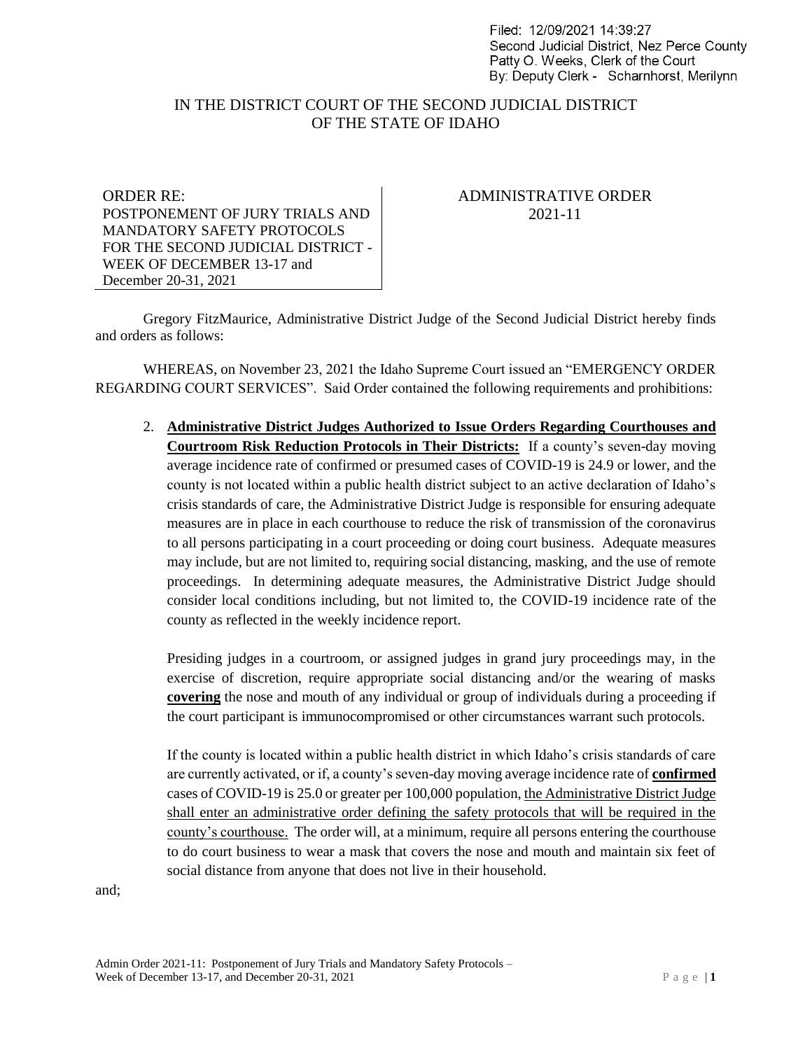Filed: 12/09/2021 14:39:27
Second Judicial District, Nez Perce County
Patty O. Weeks, Clerk of the Court
By: Deputy Clerk - Scharnhorst, Merilynn

# IN THE DISTRICT COURT OF THE SECOND JUDICIAL DISTRICT OF THE STATE OF IDAHO

| ORDER RE: POSTPONEMENT OF JURY TRIALS AND MANDATORY SAFETY PROTOCOLS FOR THE SECOND JUDICIAL DISTRICT - WEEK OF DECEMBER 13-17 and December 20-31, 2021 | ADMINISTRATIVE ORDER 2021-11 |
|---|---|

Gregory FitzMaurice, Administrative District Judge of the Second Judicial District hereby finds and orders as follows:

WHEREAS, on November 23, 2021 the Idaho Supreme Court issued an "EMERGENCY ORDER REGARDING COURT SERVICES". Said Order contained the following requirements and prohibitions:

2. **Administrative District Judges Authorized to Issue Orders Regarding Courthouses and Courtroom Risk Reduction Protocols in Their Districts:** If a county's seven-day moving average incidence rate of confirmed or presumed cases of COVID-19 is 24.9 or lower, and the county is not located within a public health district subject to an active declaration of Idaho's crisis standards of care, the Administrative District Judge is responsible for ensuring adequate measures are in place in each courthouse to reduce the risk of transmission of the coronavirus to all persons participating in a court proceeding or doing court business. Adequate measures may include, but are not limited to, requiring social distancing, masking, and the use of remote proceedings. In determining adequate measures, the Administrative District Judge should consider local conditions including, but not limited to, the COVID-19 incidence rate of the county as reflected in the weekly incidence report.

   Presiding judges in a courtroom, or assigned judges in grand jury proceedings may, in the exercise of discretion, require appropriate social distancing and/or the wearing of masks **covering** the nose and mouth of any individual or group of individuals during a proceeding if the court participant is immunocompromised or other circumstances warrant such protocols.

   If the county is located within a public health district in which Idaho's crisis standards of care are currently activated, or if, a county's seven-day moving average incidence rate of **confirmed** cases of COVID-19 is 25.0 or greater per 100,000 population, the Administrative District Judge shall enter an administrative order defining the safety protocols that will be required in the county's courthouse. The order will, at a minimum, require all persons entering the courthouse to do court business to wear a mask that covers the nose and mouth and maintain six feet of social distance from anyone that does not live in their household.

and;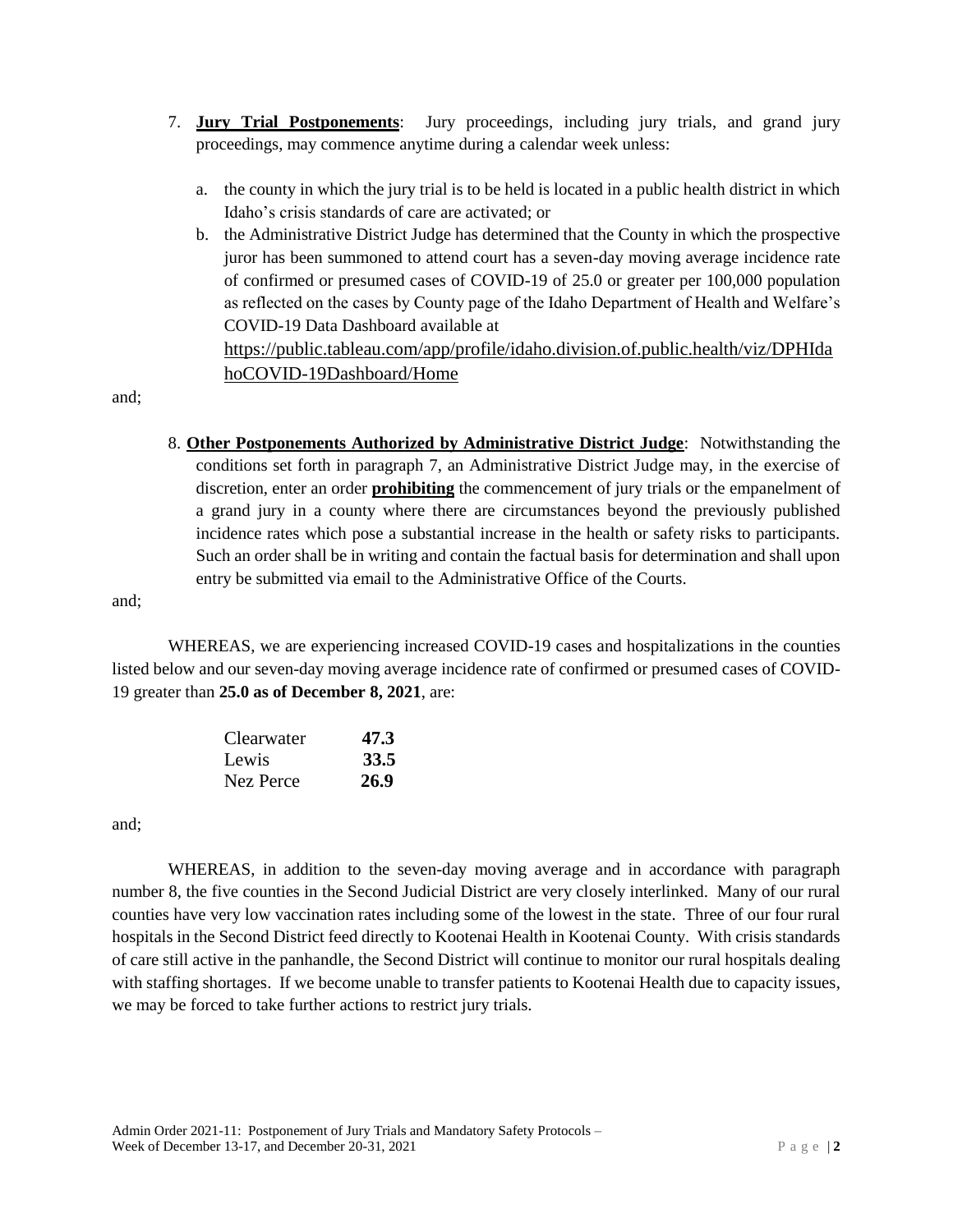7. **Jury Trial Postponements**: Jury proceedings, including jury trials, and grand jury proceedings, may commence anytime during a calendar week unless:

   a. the county in which the jury trial is to be held is located in a public health district in which Idaho's crisis standards of care are activated; or

   b. the Administrative District Judge has determined that the County in which the prospective juror has been summoned to attend court has a seven-day moving average incidence rate of confirmed or presumed cases of COVID-19 of 25.0 or greater per 100,000 population as reflected on the cases by County page of the Idaho Department of Health and Welfare's COVID-19 Data Dashboard available at https://public.tableau.com/app/profile/idaho.division.of.public.health/viz/DPHIdahoCOVID-19Dashboard/Home

and;

8. **Other Postponements Authorized by Administrative District Judge**: Notwithstanding the conditions set forth in paragraph 7, an Administrative District Judge may, in the exercise of discretion, enter an order **prohibiting** the commencement of jury trials or the empanelment of a grand jury in a county where there are circumstances beyond the previously published incidence rates which pose a substantial increase in the health or safety risks to participants. Such an order shall be in writing and contain the factual basis for determination and shall upon entry be submitted via email to the Administrative Office of the Courts.

and;

WHEREAS, we are experiencing increased COVID-19 cases and hospitalizations in the counties listed below and our seven-day moving average incidence rate of confirmed or presumed cases of COVID-19 greater than **25.0 as of December 8, 2021**, are:

| | |
|---|---|
| Clearwater | **47.3** |
| Lewis | **33.5** |
| Nez Perce | **26.9** |

and;

WHEREAS, in addition to the seven-day moving average and in accordance with paragraph number 8, the five counties in the Second Judicial District are very closely interlinked. Many of our rural counties have very low vaccination rates including some of the lowest in the state. Three of our four rural hospitals in the Second District feed directly to Kootenai Health in Kootenai County. With crisis standards of care still active in the panhandle, the Second District will continue to monitor our rural hospitals dealing with staffing shortages. If we become unable to transfer patients to Kootenai Health due to capacity issues, we may be forced to take further actions to restrict jury trials.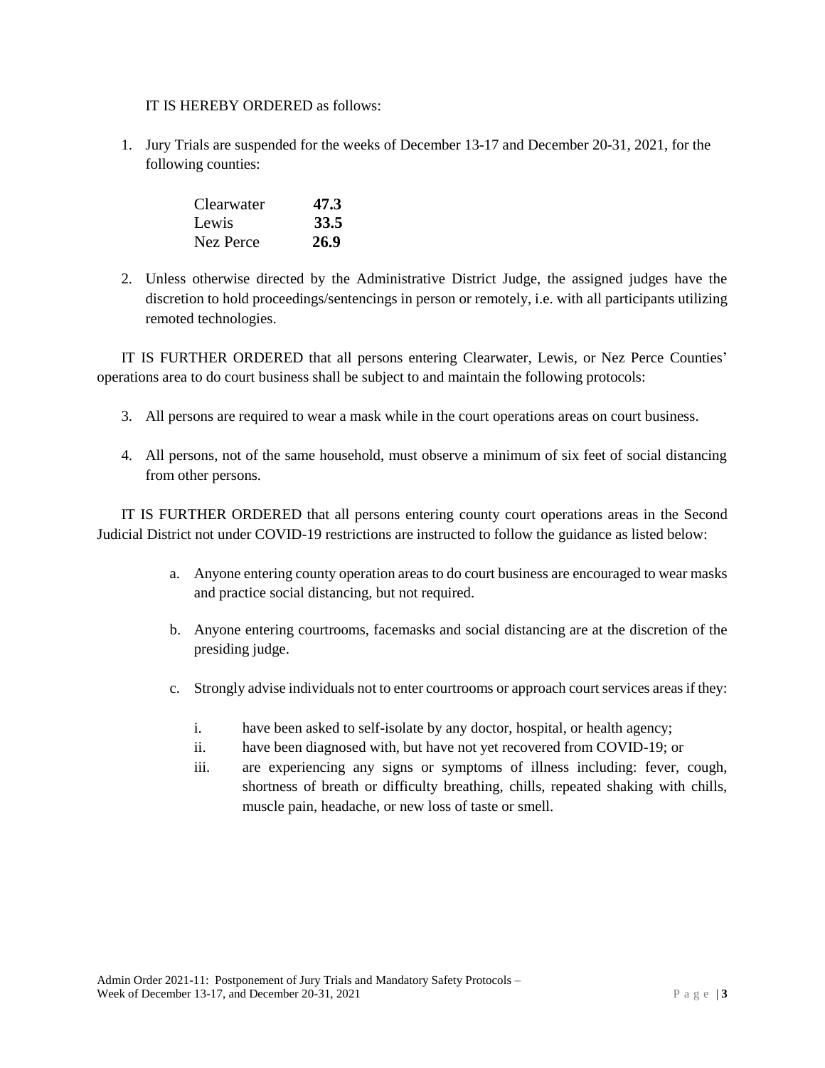IT IS HEREBY ORDERED as follows:

1. Jury Trials are suspended for the weeks of December 13-17 and December 20-31, 2021, for the following counties:

| | |
|---|---|
| Clearwater | **47.3** |
| Lewis | **33.5** |
| Nez Perce | **26.9** |

2. Unless otherwise directed by the Administrative District Judge, the assigned judges have the discretion to hold proceedings/sentencings in person or remotely, i.e. with all participants utilizing remoted technologies.

IT IS FURTHER ORDERED that all persons entering Clearwater, Lewis, or Nez Perce Counties' operations area to do court business shall be subject to and maintain the following protocols:

3. All persons are required to wear a mask while in the court operations areas on court business.

4. All persons, not of the same household, must observe a minimum of six feet of social distancing from other persons.

IT IS FURTHER ORDERED that all persons entering county court operations areas in the Second Judicial District not under COVID-19 restrictions are instructed to follow the guidance as listed below:

a. Anyone entering county operation areas to do court business are encouraged to wear masks and practice social distancing, but not required.

b. Anyone entering courtrooms, facemasks and social distancing are at the discretion of the presiding judge.

c. Strongly advise individuals not to enter courtrooms or approach court services areas if they:

    i. have been asked to self-isolate by any doctor, hospital, or health agency;

    ii. have been diagnosed with, but have not yet recovered from COVID-19; or

    iii. are experiencing any signs or symptoms of illness including: fever, cough, shortness of breath or difficulty breathing, chills, repeated shaking with chills, muscle pain, headache, or new loss of taste or smell.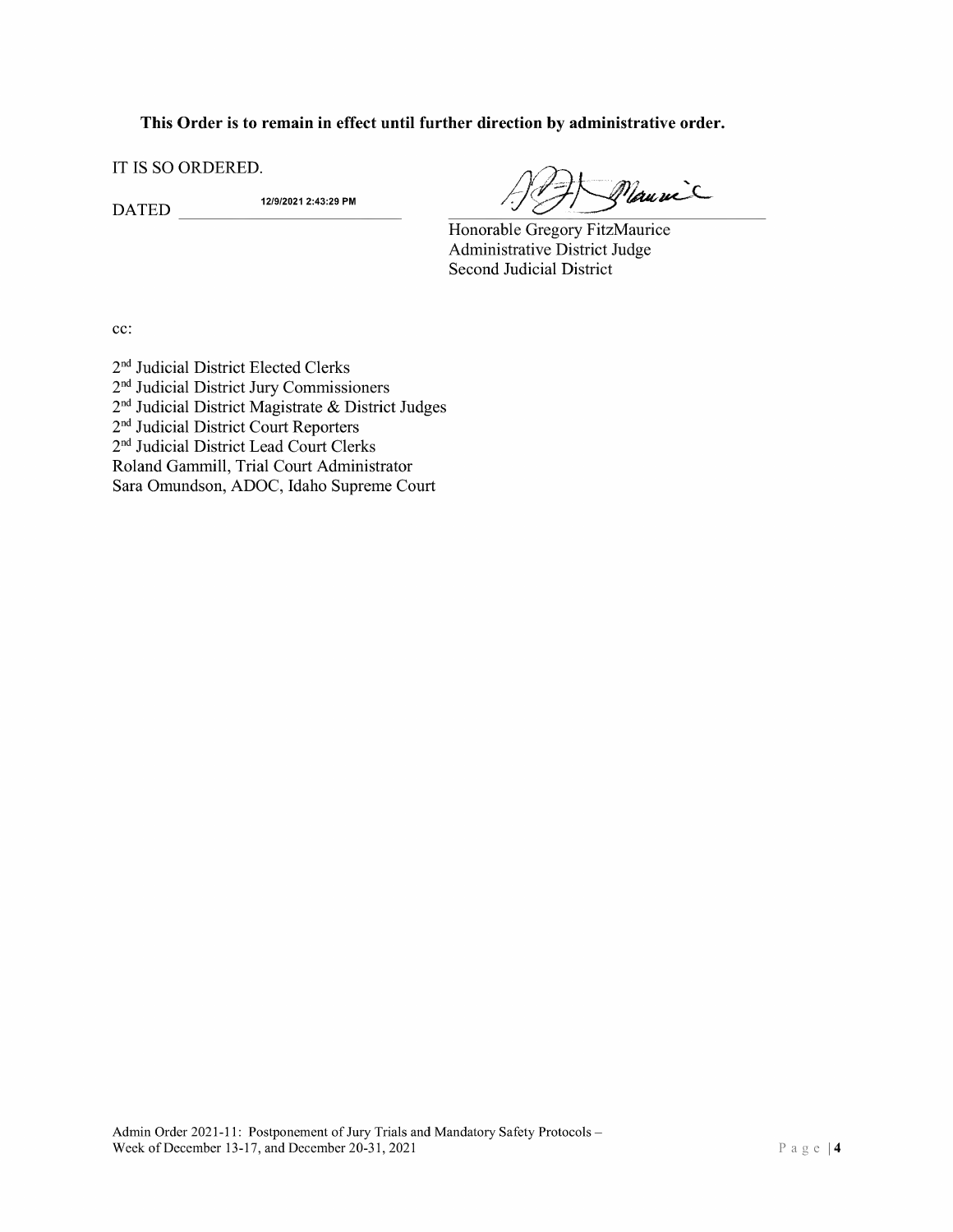**This Order is to remain in effect until further direction by administrative order.**

IT IS SO ORDERED.

DATED 12/9/2021 2:43:29 PM

Honorable Gregory FitzMaurice
Administrative District Judge
Second Judicial District

cc:

2nd Judicial District Elected Clerks
2nd Judicial District Jury Commissioners
2nd Judicial District Magistrate & District Judges
2nd Judicial District Court Reporters
2nd Judicial District Lead Court Clerks
Roland Gammill, Trial Court Administrator
Sara Omundson, ADOC, Idaho Supreme Court